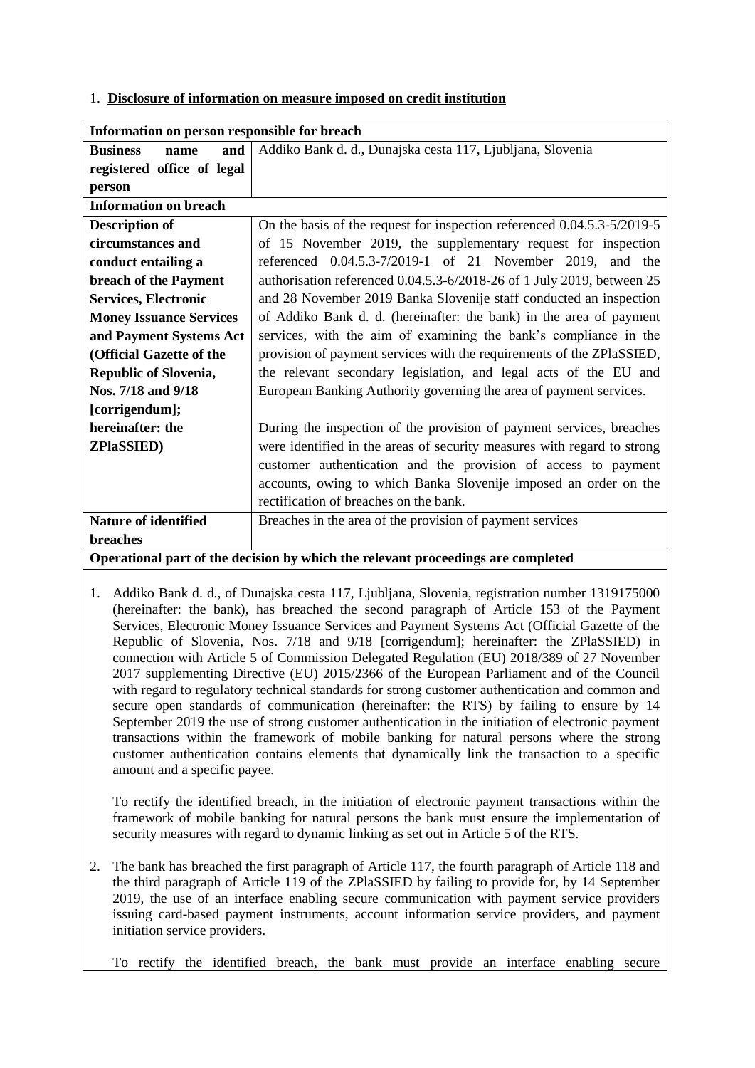1. **Disclosure of information on measure imposed on credit institution**

| **Information on person responsible for breach** | |
|---|---|
| **Business name and registered office of legal person** | Addiko Bank d. d., Dunajska cesta 117, Ljubljana, Slovenia |
| **Information on breach** | |
| **Description of circumstances and conduct entailing a breach of the Payment Services, Electronic Money Issuance Services and Payment Systems Act (Official Gazette of the Republic of Slovenia, Nos. 7/18 and 9/18 [corrigendum]; hereinafter: the ZPlaSSIED)** | On the basis of the request for inspection referenced 0.04.5.3-5/2019-5 of 15 November 2019, the supplementary request for inspection referenced 0.04.5.3-7/2019-1 of 21 November 2019, and the authorisation referenced 0.04.5.3-6/2018-26 of 1 July 2019, between 25 and 28 November 2019 Banka Slovenije staff conducted an inspection of Addiko Bank d. d. (hereinafter: the bank) in the area of payment services, with the aim of examining the bank's compliance in the provision of payment services with the requirements of the ZPlaSSIED, the relevant secondary legislation, and legal acts of the EU and European Banking Authority governing the area of payment services.<br><br>During the inspection of the provision of payment services, breaches were identified in the areas of security measures with regard to strong customer authentication and the provision of access to payment accounts, owing to which Banka Slovenije imposed an order on the rectification of breaches on the bank. |
| **Nature of identified breaches** | Breaches in the area of the provision of payment services |

**Operational part of the decision by which the relevant proceedings are completed**

1. Addiko Bank d. d., of Dunajska cesta 117, Ljubljana, Slovenia, registration number 1319175000 (hereinafter: the bank), has breached the second paragraph of Article 153 of the Payment Services, Electronic Money Issuance Services and Payment Systems Act (Official Gazette of the Republic of Slovenia, Nos. 7/18 and 9/18 [corrigendum]; hereinafter: the ZPlaSSIED) in connection with Article 5 of Commission Delegated Regulation (EU) 2018/389 of 27 November 2017 supplementing Directive (EU) 2015/2366 of the European Parliament and of the Council with regard to regulatory technical standards for strong customer authentication and common and secure open standards of communication (hereinafter: the RTS) by failing to ensure by 14 September 2019 the use of strong customer authentication in the initiation of electronic payment transactions within the framework of mobile banking for natural persons where the strong customer authentication contains elements that dynamically link the transaction to a specific amount and a specific payee.

   To rectify the identified breach, in the initiation of electronic payment transactions within the framework of mobile banking for natural persons the bank must ensure the implementation of security measures with regard to dynamic linking as set out in Article 5 of the RTS.

2. The bank has breached the first paragraph of Article 117, the fourth paragraph of Article 118 and the third paragraph of Article 119 of the ZPlaSSIED by failing to provide for, by 14 September 2019, the use of an interface enabling secure communication with payment service providers issuing card-based payment instruments, account information service providers, and payment initiation service providers.

   To rectify the identified breach, the bank must provide an interface enabling secure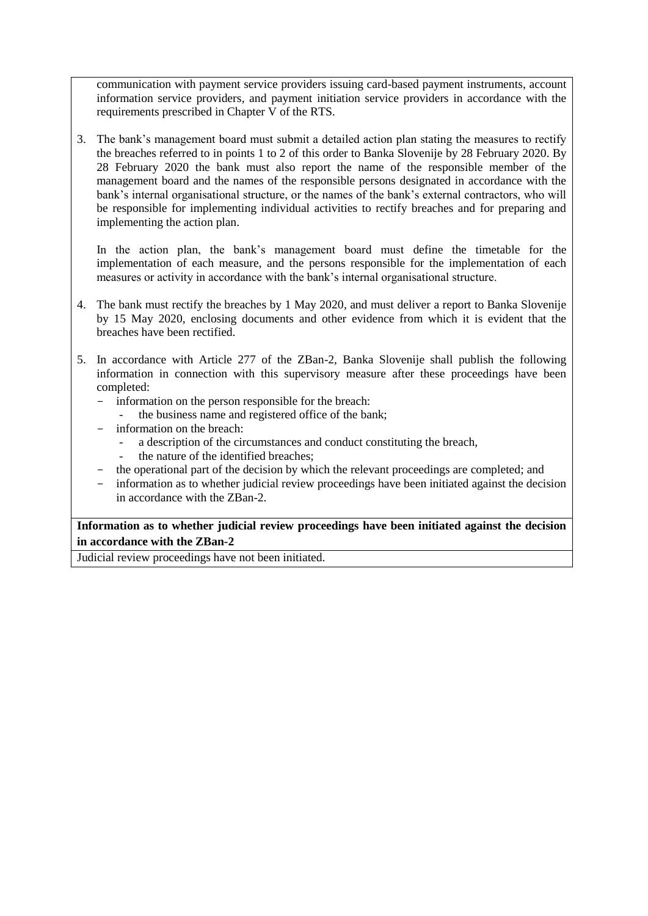communication with payment service providers issuing card-based payment instruments, account information service providers, and payment initiation service providers in accordance with the requirements prescribed in Chapter V of the RTS.

3. The bank's management board must submit a detailed action plan stating the measures to rectify the breaches referred to in points 1 to 2 of this order to Banka Slovenije by 28 February 2020. By 28 February 2020 the bank must also report the name of the responsible member of the management board and the names of the responsible persons designated in accordance with the bank's internal organisational structure, or the names of the bank's external contractors, who will be responsible for implementing individual activities to rectify breaches and for preparing and implementing the action plan.

   In the action plan, the bank's management board must define the timetable for the implementation of each measure, and the persons responsible for the implementation of each measures or activity in accordance with the bank's internal organisational structure.

4. The bank must rectify the breaches by 1 May 2020, and must deliver a report to Banka Slovenije by 15 May 2020, enclosing documents and other evidence from which it is evident that the breaches have been rectified.

5. In accordance with Article 277 of the ZBan-2, Banka Slovenije shall publish the following information in connection with this supervisory measure after these proceedings have been completed:
   - information on the person responsible for the breach:
     - the business name and registered office of the bank;
   - information on the breach:
     - a description of the circumstances and conduct constituting the breach,
     - the nature of the identified breaches;
   - the operational part of the decision by which the relevant proceedings are completed; and
   - information as to whether judicial review proceedings have been initiated against the decision in accordance with the ZBan-2.

**Information as to whether judicial review proceedings have been initiated against the decision in accordance with the ZBan-2**

Judicial review proceedings have not been initiated.